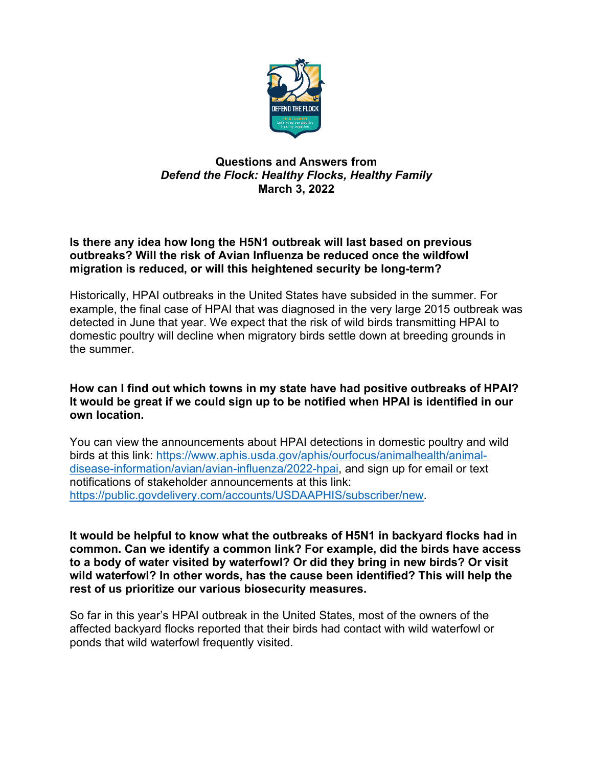# Questions and Answers from *Defend the Flock: Healthy Flocks, Healthy Family*

**March 3, 2022**

**Is there any idea how long the H5N1 outbreak will last based on previous outbreaks? Will the risk of Avian Influenza be reduced once the wildfowl migration is reduced, or will this heightened security be long-term?**

Historically, HPAI outbreaks in the United States have subsided in the summer. For example, the final case of HPAI that was diagnosed in the very large 2015 outbreak was detected in June that year. We expect that the risk of wild birds transmitting HPAI to domestic poultry will decline when migratory birds settle down at breeding grounds in the summer.

**How can I find out which towns in my state have had positive outbreaks of HPAI? It would be great if we could sign up to be notified when HPAI is identified in our own location.**

You can view the announcements about HPAI detections in domestic poultry and wild birds at this link: https://www.aphis.usda.gov/aphis/ourfocus/animalhealth/animal-disease-information/avian/avian-influenza/2022-hpai, and sign up for email or text notifications of stakeholder announcements at this link: https://public.govdelivery.com/accounts/USDAAPHIS/subscriber/new.

**It would be helpful to know what the outbreaks of H5N1 in backyard flocks had in common. Can we identify a common link? For example, did the birds have access to a body of water visited by waterfowl? Or did they bring in new birds? Or visit wild waterfowl? In other words, has the cause been identified? This will help the rest of us prioritize our various biosecurity measures.**

So far in this year's HPAI outbreak in the United States, most of the owners of the affected backyard flocks reported that their birds had contact with wild waterfowl or ponds that wild waterfowl frequently visited.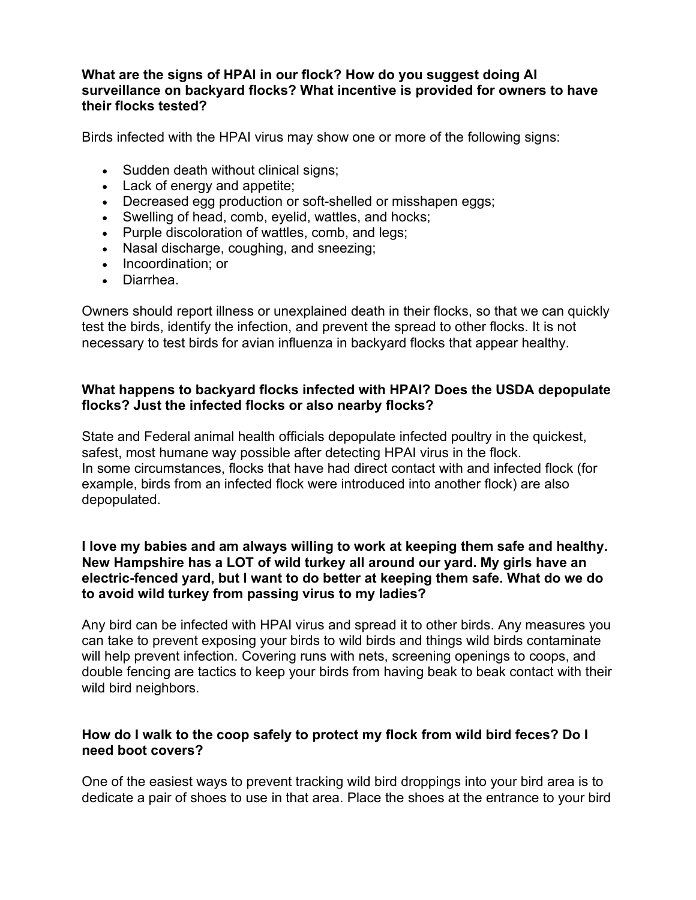**What are the signs of HPAI in our flock? How do you suggest doing AI surveillance on backyard flocks? What incentive is provided for owners to have their flocks tested?**

Birds infected with the HPAI virus may show one or more of the following signs:

- Sudden death without clinical signs;
- Lack of energy and appetite;
- Decreased egg production or soft-shelled or misshapen eggs;
- Swelling of head, comb, eyelid, wattles, and hocks;
- Purple discoloration of wattles, comb, and legs;
- Nasal discharge, coughing, and sneezing;
- Incoordination; or
- Diarrhea.

Owners should report illness or unexplained death in their flocks, so that we can quickly test the birds, identify the infection, and prevent the spread to other flocks. It is not necessary to test birds for avian influenza in backyard flocks that appear healthy.

**What happens to backyard flocks infected with HPAI? Does the USDA depopulate flocks? Just the infected flocks or also nearby flocks?**

State and Federal animal health officials depopulate infected poultry in the quickest, safest, most humane way possible after detecting HPAI virus in the flock.
In some circumstances, flocks that have had direct contact with and infected flock (for example, birds from an infected flock were introduced into another flock) are also depopulated.

**I love my babies and am always willing to work at keeping them safe and healthy. New Hampshire has a LOT of wild turkey all around our yard. My girls have an electric-fenced yard, but I want to do better at keeping them safe. What do we do to avoid wild turkey from passing virus to my ladies?**

Any bird can be infected with HPAI virus and spread it to other birds. Any measures you can take to prevent exposing your birds to wild birds and things wild birds contaminate will help prevent infection. Covering runs with nets, screening openings to coops, and double fencing are tactics to keep your birds from having beak to beak contact with their wild bird neighbors.

**How do I walk to the coop safely to protect my flock from wild bird feces? Do I need boot covers?**

One of the easiest ways to prevent tracking wild bird droppings into your bird area is to dedicate a pair of shoes to use in that area. Place the shoes at the entrance to your bird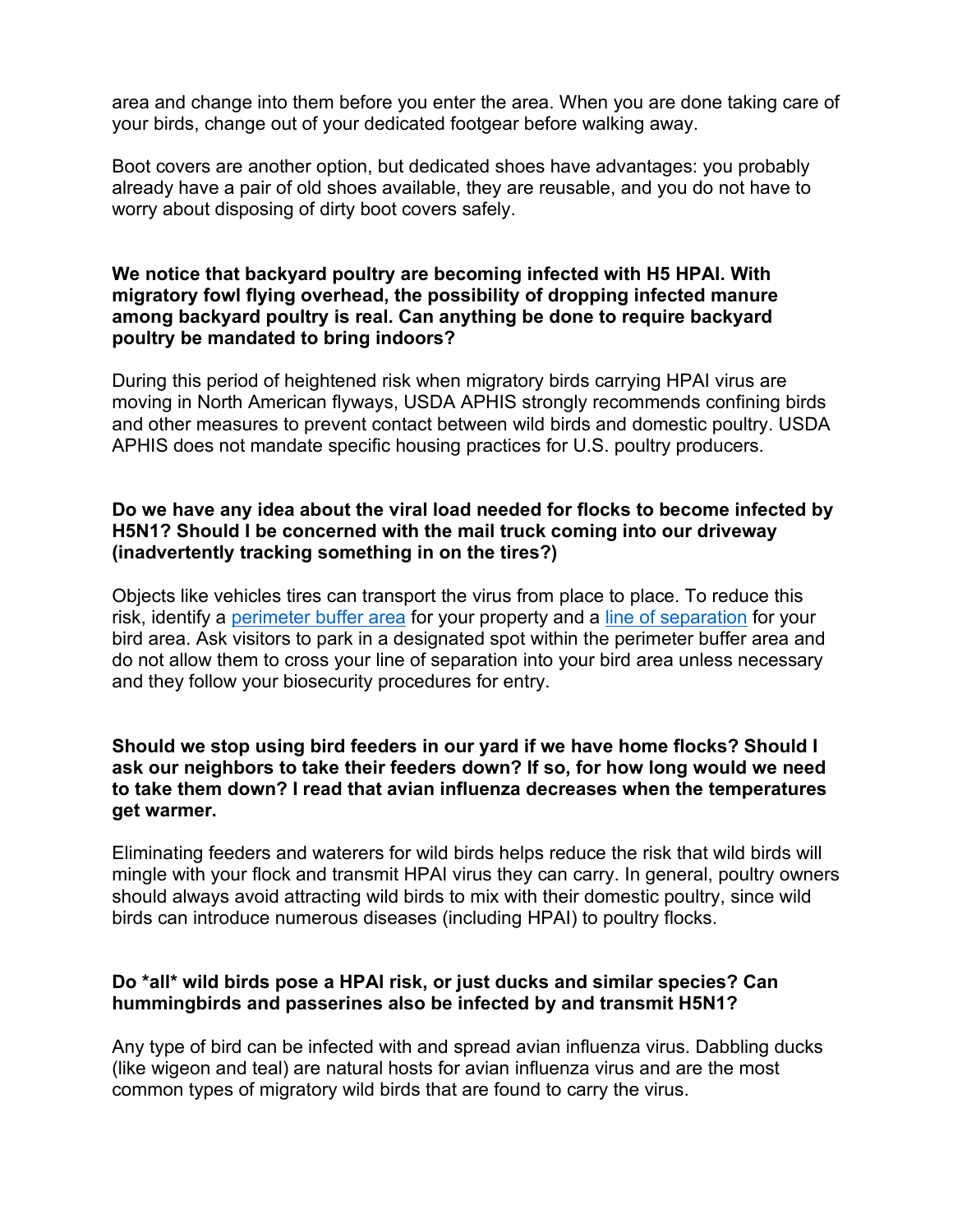area and change into them before you enter the area. When you are done taking care of your birds, change out of your dedicated footgear before walking away.

Boot covers are another option, but dedicated shoes have advantages: you probably already have a pair of old shoes available, they are reusable, and you do not have to worry about disposing of dirty boot covers safely.

**We notice that backyard poultry are becoming infected with H5 HPAI. With migratory fowl flying overhead, the possibility of dropping infected manure among backyard poultry is real. Can anything be done to require backyard poultry be mandated to bring indoors?**

During this period of heightened risk when migratory birds carrying HPAI virus are moving in North American flyways, USDA APHIS strongly recommends confining birds and other measures to prevent contact between wild birds and domestic poultry. USDA APHIS does not mandate specific housing practices for U.S. poultry producers.

**Do we have any idea about the viral load needed for flocks to become infected by H5N1? Should I be concerned with the mail truck coming into our driveway (inadvertently tracking something in on the tires?)**

Objects like vehicles tires can transport the virus from place to place. To reduce this risk, identify a [perimeter buffer area]() for your property and a [line of separation]() for your bird area. Ask visitors to park in a designated spot within the perimeter buffer area and do not allow them to cross your line of separation into your bird area unless necessary and they follow your biosecurity procedures for entry.

**Should we stop using bird feeders in our yard if we have home flocks? Should I ask our neighbors to take their feeders down? If so, for how long would we need to take them down? I read that avian influenza decreases when the temperatures get warmer.**

Eliminating feeders and waterers for wild birds helps reduce the risk that wild birds will mingle with your flock and transmit HPAI virus they can carry. In general, poultry owners should always avoid attracting wild birds to mix with their domestic poultry, since wild birds can introduce numerous diseases (including HPAI) to poultry flocks.

**Do *all* wild birds pose a HPAI risk, or just ducks and similar species? Can hummingbirds and passerines also be infected by and transmit H5N1?**

Any type of bird can be infected with and spread avian influenza virus. Dabbling ducks (like wigeon and teal) are natural hosts for avian influenza virus and are the most common types of migratory wild birds that are found to carry the virus.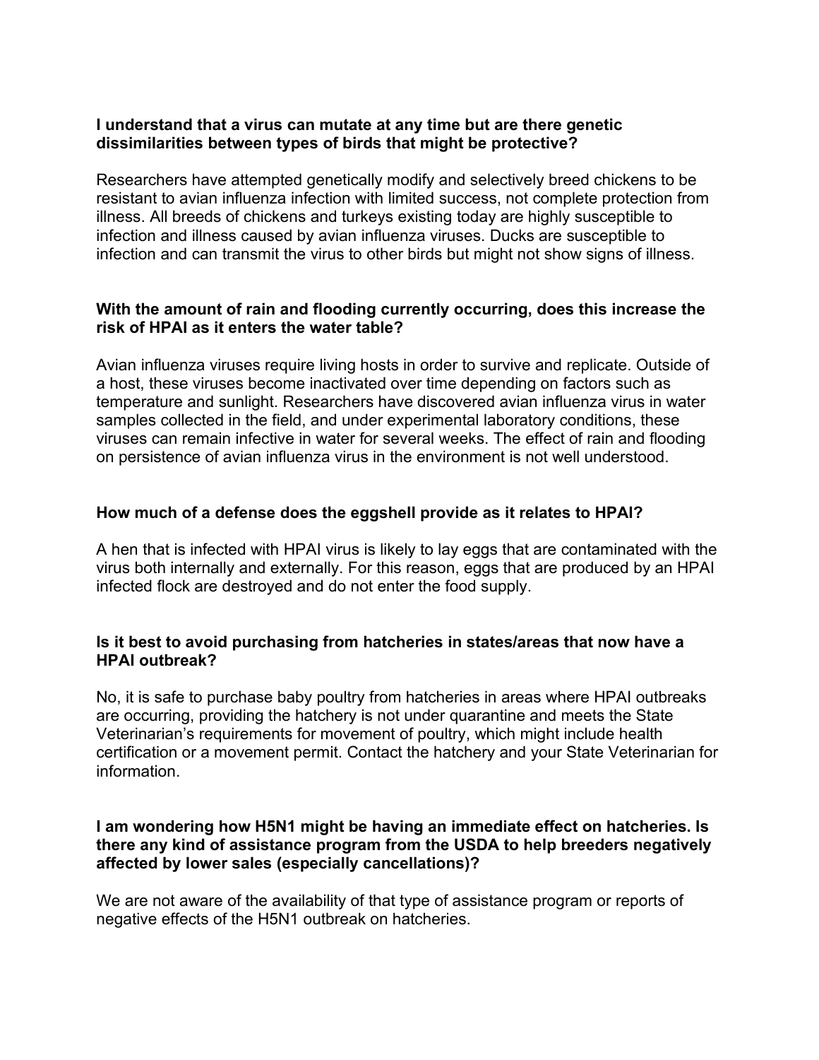**I understand that a virus can mutate at any time but are there genetic dissimilarities between types of birds that might be protective?**

Researchers have attempted genetically modify and selectively breed chickens to be resistant to avian influenza infection with limited success, not complete protection from illness. All breeds of chickens and turkeys existing today are highly susceptible to infection and illness caused by avian influenza viruses. Ducks are susceptible to infection and can transmit the virus to other birds but might not show signs of illness.

**With the amount of rain and flooding currently occurring, does this increase the risk of HPAI as it enters the water table?**

Avian influenza viruses require living hosts in order to survive and replicate. Outside of a host, these viruses become inactivated over time depending on factors such as temperature and sunlight. Researchers have discovered avian influenza virus in water samples collected in the field, and under experimental laboratory conditions, these viruses can remain infective in water for several weeks. The effect of rain and flooding on persistence of avian influenza virus in the environment is not well understood.

**How much of a defense does the eggshell provide as it relates to HPAI?**

A hen that is infected with HPAI virus is likely to lay eggs that are contaminated with the virus both internally and externally. For this reason, eggs that are produced by an HPAI infected flock are destroyed and do not enter the food supply.

**Is it best to avoid purchasing from hatcheries in states/areas that now have a HPAI outbreak?**

No, it is safe to purchase baby poultry from hatcheries in areas where HPAI outbreaks are occurring, providing the hatchery is not under quarantine and meets the State Veterinarian's requirements for movement of poultry, which might include health certification or a movement permit. Contact the hatchery and your State Veterinarian for information.

**I am wondering how H5N1 might be having an immediate effect on hatcheries. Is there any kind of assistance program from the USDA to help breeders negatively affected by lower sales (especially cancellations)?**

We are not aware of the availability of that type of assistance program or reports of negative effects of the H5N1 outbreak on hatcheries.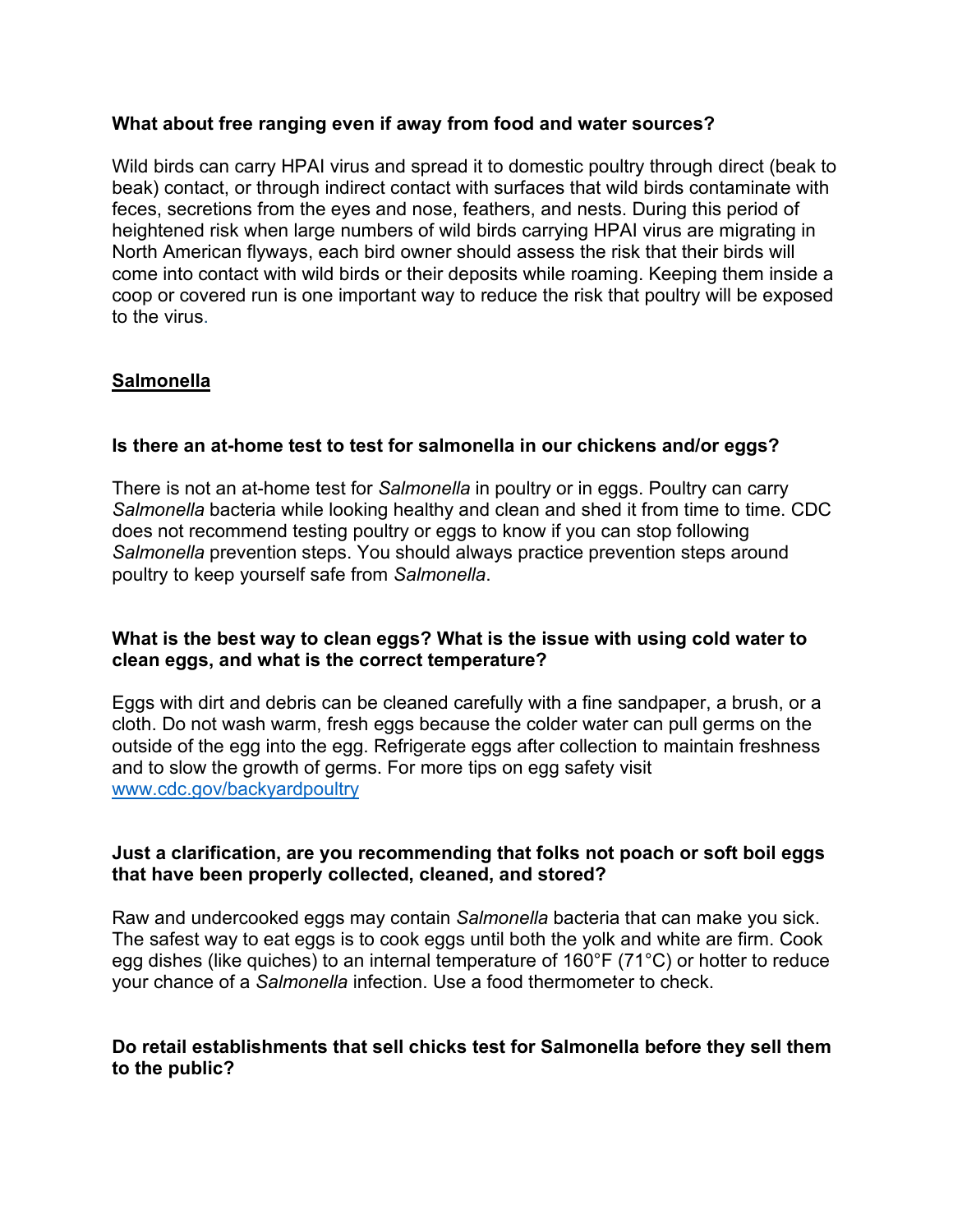**What about free ranging even if away from food and water sources?**

Wild birds can carry HPAI virus and spread it to domestic poultry through direct (beak to beak) contact, or through indirect contact with surfaces that wild birds contaminate with feces, secretions from the eyes and nose, feathers, and nests. During this period of heightened risk when large numbers of wild birds carrying HPAI virus are migrating in North American flyways, each bird owner should assess the risk that their birds will come into contact with wild birds or their deposits while roaming. Keeping them inside a coop or covered run is one important way to reduce the risk that poultry will be exposed to the virus.

## Salmonella

**Is there an at-home test to test for salmonella in our chickens and/or eggs?**

There is not an at-home test for *Salmonella* in poultry or in eggs. Poultry can carry *Salmonella* bacteria while looking healthy and clean and shed it from time to time. CDC does not recommend testing poultry or eggs to know if you can stop following *Salmonella* prevention steps. You should always practice prevention steps around poultry to keep yourself safe from *Salmonella*.

**What is the best way to clean eggs? What is the issue with using cold water to clean eggs, and what is the correct temperature?**

Eggs with dirt and debris can be cleaned carefully with a fine sandpaper, a brush, or a cloth. Do not wash warm, fresh eggs because the colder water can pull germs on the outside of the egg into the egg. Refrigerate eggs after collection to maintain freshness and to slow the growth of germs. For more tips on egg safety visit [www.cdc.gov/backyardpoultry](www.cdc.gov/backyardpoultry)

**Just a clarification, are you recommending that folks not poach or soft boil eggs that have been properly collected, cleaned, and stored?**

Raw and undercooked eggs may contain *Salmonella* bacteria that can make you sick. The safest way to eat eggs is to cook eggs until both the yolk and white are firm. Cook egg dishes (like quiches) to an internal temperature of 160°F (71°C) or hotter to reduce your chance of a *Salmonella* infection. Use a food thermometer to check.

**Do retail establishments that sell chicks test for Salmonella before they sell them to the public?**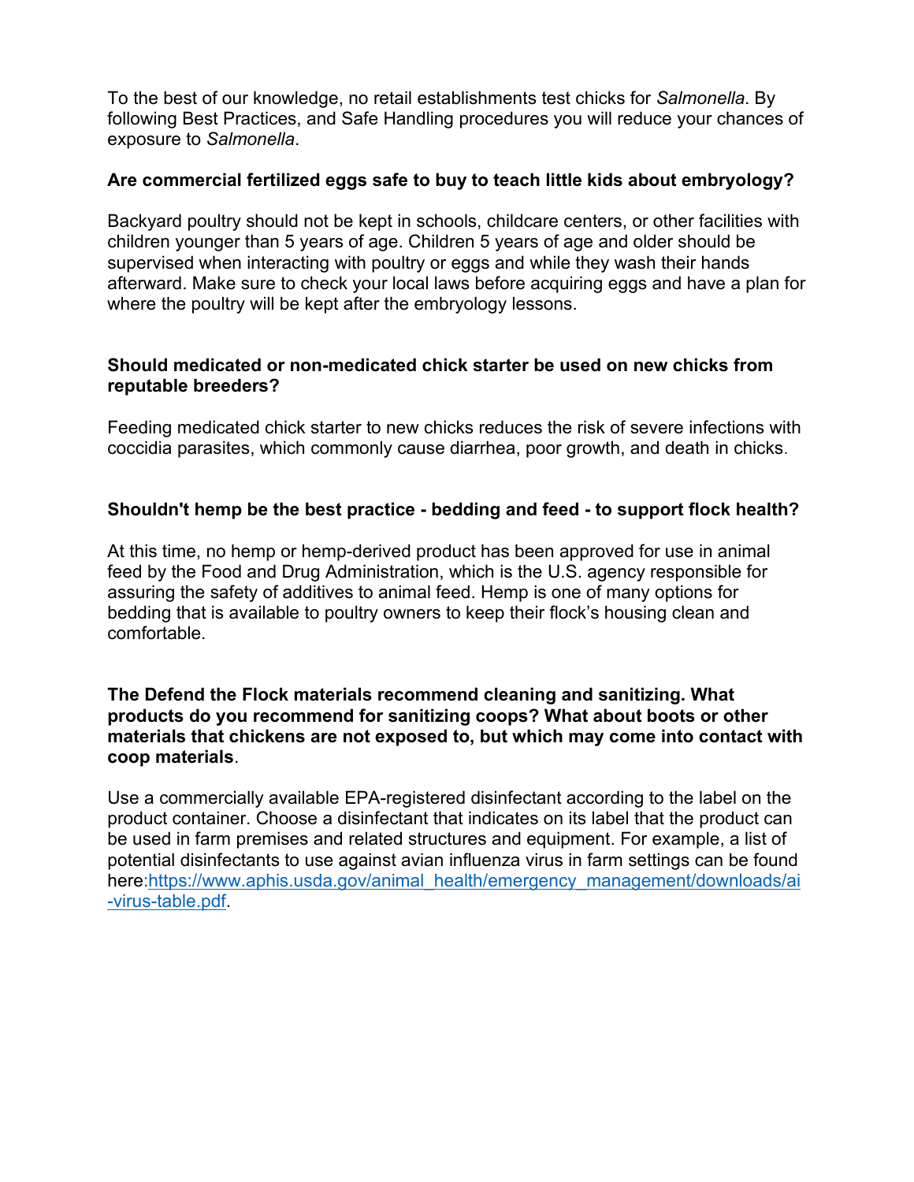To the best of our knowledge, no retail establishments test chicks for *Salmonella*. By following Best Practices, and Safe Handling procedures you will reduce your chances of exposure to *Salmonella*.

**Are commercial fertilized eggs safe to buy to teach little kids about embryology?**

Backyard poultry should not be kept in schools, childcare centers, or other facilities with children younger than 5 years of age. Children 5 years of age and older should be supervised when interacting with poultry or eggs and while they wash their hands afterward. Make sure to check your local laws before acquiring eggs and have a plan for where the poultry will be kept after the embryology lessons.

**Should medicated or non-medicated chick starter be used on new chicks from reputable breeders?**

Feeding medicated chick starter to new chicks reduces the risk of severe infections with coccidia parasites, which commonly cause diarrhea, poor growth, and death in chicks.

**Shouldn't hemp be the best practice - bedding and feed - to support flock health?**

At this time, no hemp or hemp-derived product has been approved for use in animal feed by the Food and Drug Administration, which is the U.S. agency responsible for assuring the safety of additives to animal feed. Hemp is one of many options for bedding that is available to poultry owners to keep their flock's housing clean and comfortable.

**The Defend the Flock materials recommend cleaning and sanitizing. What products do you recommend for sanitizing coops? What about boots or other materials that chickens are not exposed to, but which may come into contact with coop materials**.

Use a commercially available EPA-registered disinfectant according to the label on the product container. Choose a disinfectant that indicates on its label that the product can be used in farm premises and related structures and equipment. For example, a list of potential disinfectants to use against avian influenza virus in farm settings can be found here:[https://www.aphis.usda.gov/animal_health/emergency_management/downloads/ai-virus-table.pdf](https://www.aphis.usda.gov/animal_health/emergency_management/downloads/ai-virus-table.pdf).